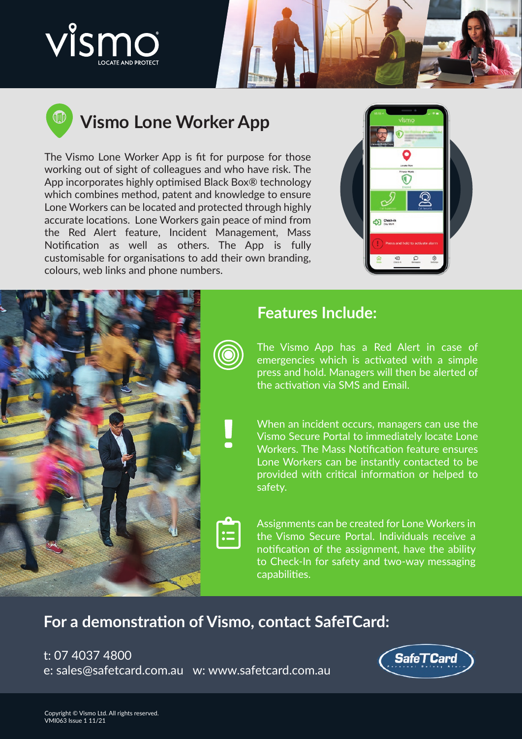vismo

LOCATE AND PROTECT

# Vismo Lone Worker App

The Vismo Lone Worker App is fit for purpose for those working out of sight of colleagues and who have risk. The App incorporates highly optimised Black Box® technology which combines method, patent and knowledge to ensure Lone Workers can be located and protected through highly accurate locations. Lone Workers gain peace of mind from the Red Alert feature, Incident Management, Mass Notification as well as others. The App is fully customisable for organisations to add their own branding, colours, web links and phone numbers.

## Features Include:

The Vismo App has a Red Alert in case of emergencies which is activated with a simple press and hold. Managers will then be alerted of the activation via SMS and Email.

When an incident occurs, managers can use the Vismo Secure Portal to immediately locate Lone Workers. The Mass Notification feature ensures Lone Workers can be instantly contacted to be provided with critical information or helped to safety.

Assignments can be created for Lone Workers in the Vismo Secure Portal. Individuals receive a notification of the assignment, have the ability to Check-In for safety and two-way messaging capabilities.

## For a demonstration of Vismo, contact SafeTCard:

t: 07 4037 4800

e: sales@safetcard.com.au w: www.safetcard.com.au

Copyright © Vismo Ltd. All rights reserved.
VMI063 Issue 1 11/21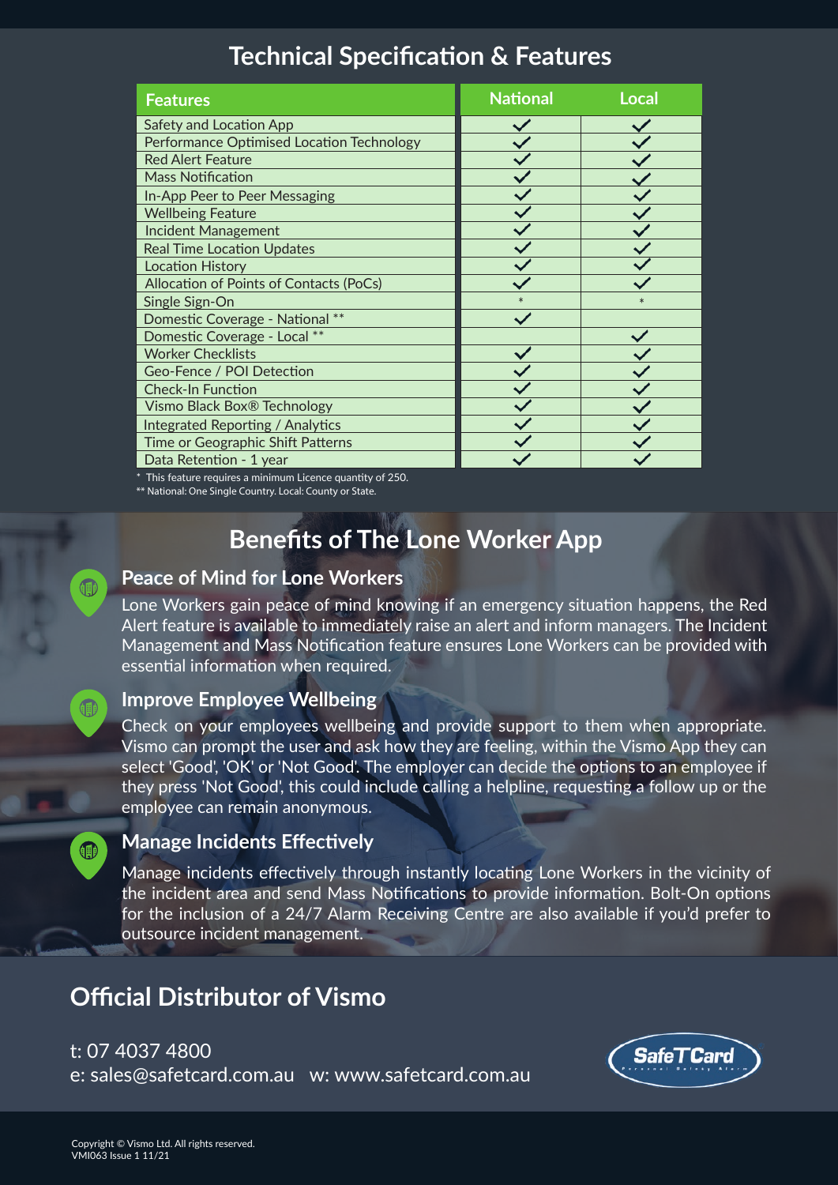## Technical Specification & Features

| Features | National | Local |
|---|---|---|
| Safety and Location App | ✓ | ✓ |
| Performance Optimised Location Technology | ✓ | ✓ |
| Red Alert Feature | ✓ | ✓ |
| Mass Notification | ✓ | ✓ |
| In-App Peer to Peer Messaging | ✓ | ✓ |
| Wellbeing Feature | ✓ | ✓ |
| Incident Management | ✓ | ✓ |
| Real Time Location Updates | ✓ | ✓ |
| Location History | ✓ | ✓ |
| Allocation of Points of Contacts (PoCs) | ✓ | ✓ |
| Single Sign-On | * | * |
| Domestic Coverage - National ** | ✓ | |
| Domestic Coverage - Local ** | | ✓ |
| Worker Checklists | ✓ | ✓ |
| Geo-Fence / POI Detection | ✓ | ✓ |
| Check-In Function | ✓ | ✓ |
| Vismo Black Box® Technology | ✓ | ✓ |
| Integrated Reporting / Analytics | ✓ | ✓ |
| Time or Geographic Shift Patterns | ✓ | ✓ |
| Data Retention - 1 year | ✓ | ✓ |

* This feature requires a minimum Licence quantity of 250.
** National: One Single Country. Local: County or State.

## Benefits of The Lone Worker App

### Peace of Mind for Lone Workers

Lone Workers gain peace of mind knowing if an emergency situation happens, the Red Alert feature is available to immediately raise an alert and inform managers. The Incident Management and Mass Notification feature ensures Lone Workers can be provided with essential information when required.

### Improve Employee Wellbeing

Check on your employees wellbeing and provide support to them when appropriate. Vismo can prompt the user and ask how they are feeling, within the Vismo App they can select 'Good', 'OK' or 'Not Good'. The employer can decide the options to an employee if they press 'Not Good', this could include calling a helpline, requesting a follow up or the employee can remain anonymous.

### Manage Incidents Effectively

Manage incidents effectively through instantly locating Lone Workers in the vicinity of the incident area and send Mass Notifications to provide information. Bolt-On options for the inclusion of a 24/7 Alarm Receiving Centre are also available if you'd prefer to outsource incident management.

## Official Distributor of Vismo

t: 07 4037 4800
e: sales@safetcard.com.au w: www.safetcard.com.au

SafeTCard
Personal Safety Alarm

Copyright © Vismo Ltd. All rights reserved.
VMI063 Issue 1 11/21